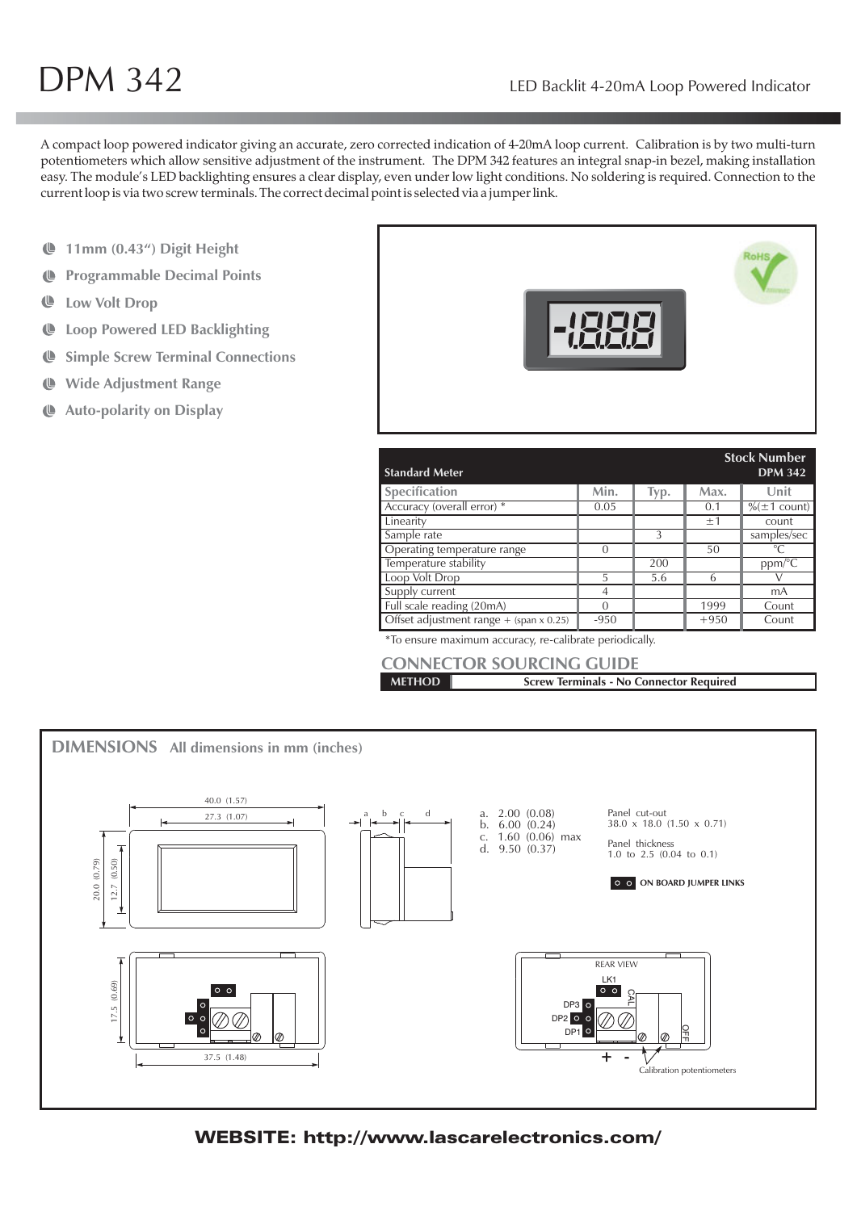# DPM 342

LED Backlit 4-20mA Loop Powered Indicator

A compact loop powered indicator giving an accurate, zero corrected indication of 4-20mA loop current. Calibration is by two multi-turn potentiometers which allow sensitive adjustment of the instrument. The DPM 342 features an integral snap-in bezel, making installation easy. The module's LED backlighting ensures a clear display, even under low light conditions. No soldering is required. Connection to the current loop is via two screw terminals. The correct decimal point is selected via a jumper link.

- **11mm (0.43") Digit Height**
- **Programmable Decimal Points**
- **Low Volt Drop**
- **Loop Powered LED Backlighting**
- **Simple Screw Terminal Connections**
- **Wide Adjustment Range**
- **Auto-polarity on Display**

| Standard Meter | | | Stock Number DPM 342 | |
|---|---|---|---|---|
| **Specification** | **Min.** | **Typ.** | **Max.** | **Unit** |
| Accuracy (overall error) * | 0.05 | | 0.1 | %(±1 count) |
| Linearity | | | ±1 | count |
| Sample rate | | 3 | | samples/sec |
| Operating temperature range | 0 | | 50 | °C |
| Temperature stability | | 200 | | ppm/°C |
| Loop Volt Drop | 5 | 5.6 | 6 | V |
| Supply current | 4 | | | mA |
| Full scale reading (20mA) | 0 | | 1999 | Count |
| Offset adjustment range + (span x 0.25) | -950 | | +950 | Count |

*To ensure maximum accuracy, re-calibrate periodically.

## CONNECTOR SOURCING GUIDE

| METHOD | Screw Terminals - No Connector Required |
|---|---|

## DIMENSIONS All dimensions in mm (inches)

40.0 (1.57)
27.3 (1.07)
20.0 (0.79)
12.7 (0.50)
17.5 (0.69)
37.5 (1.48)

a b c d

a. 2.00 (0.08)
b. 6.00 (0.24)
c. 1.60 (0.06) max
d. 9.50 (0.37)

Panel cut-out
38.0 x 18.0 (1.50 x 0.71)

Panel thickness
1.0 to 2.5 (0.04 to 0.1)

ON BOARD JUMPER LINKS

REAR VIEW

LK1, CAL, DP3, DP2, DP1, OFF, + -

Calibration potentiometers

**WEBSITE: http://www.lascarelectronics.com/**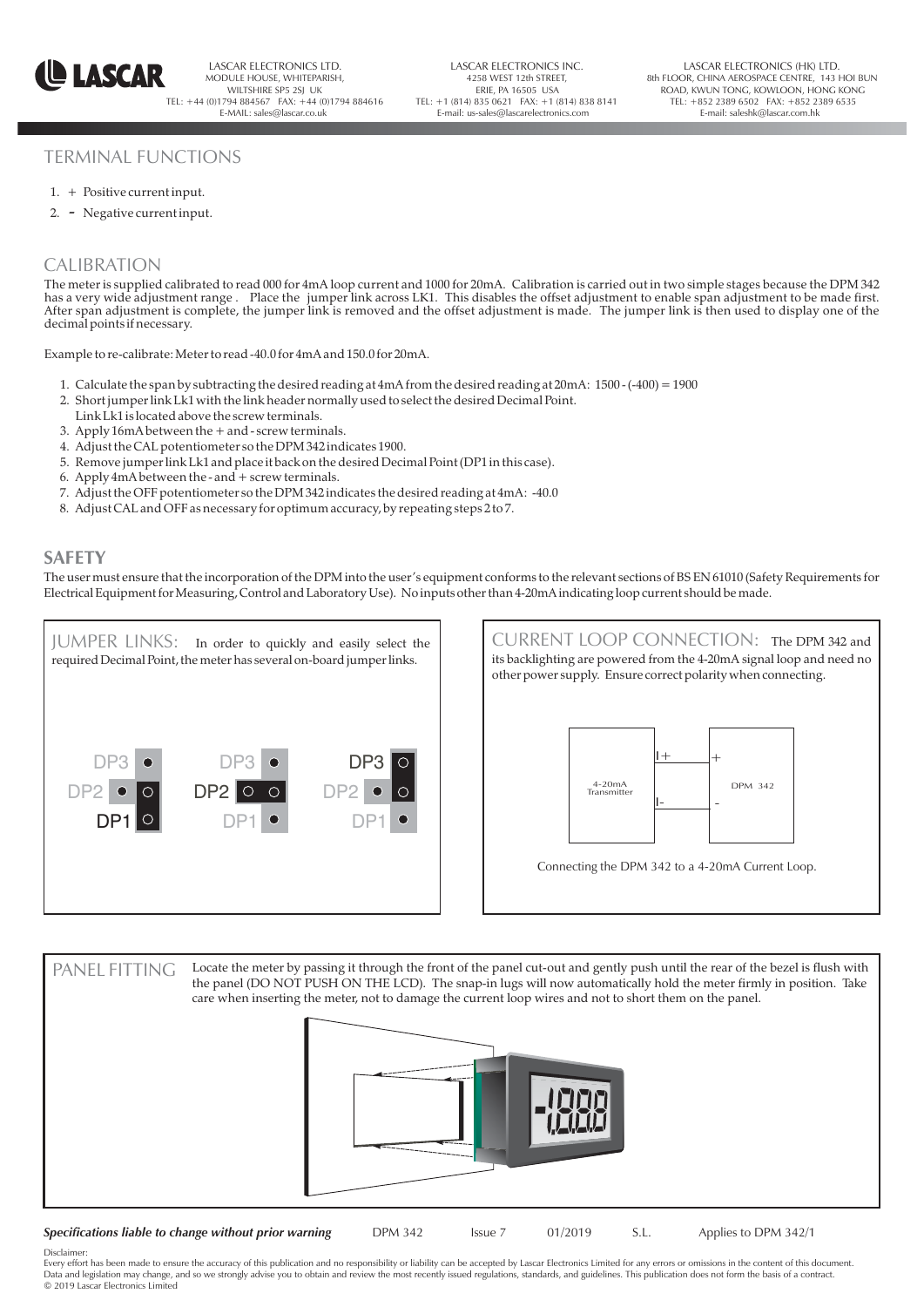LASCAR ELECTRONICS LTD.
MODULE HOUSE, WHITEPARISH,
WILTSHIRE SP5 2SJ UK
TEL: +44 (0)1794 884567 FAX: +44 (0)1794 884616
E-MAIL: sales@lascar.co.uk

LASCAR ELECTRONICS INC.
4258 WEST 12th STREET,
ERIE, PA 16505 USA
TEL: +1 (814) 835 0621 FAX: +1 (814) 838 8141
E-mail: us-sales@lascarelectronics.com

LASCAR ELECTRONICS (HK) LTD.
8th FLOOR, CHINA AEROSPACE CENTRE, 143 HOI BUN ROAD, KWUN TONG, KOWLOON, HONG KONG
TEL: +852 2389 6502 FAX: +852 2389 6535
E-mail: saleshk@lascar.com.hk

## TERMINAL FUNCTIONS

1. + Positive current input.
2. - Negative current input.

## CALIBRATION

The meter is supplied calibrated to read 000 for 4mA loop current and 1000 for 20mA. Calibration is carried out in two simple stages because the DPM 342 has a very wide adjustment range . Place the jumper link across LK1. This disables the offset adjustment to enable span adjustment to be made first. After span adjustment is complete, the jumper link is removed and the offset adjustment is made. The jumper link is then used to display one of the decimal points if necessary.

Example to re-calibrate: Meter to read -40.0 for 4mA and 150.0 for 20mA.

1. Calculate the span by subtracting the desired reading at 4mA from the desired reading at 20mA: 1500 - (-400) = 1900
2. Short jumper link Lk1 with the link header normally used to select the desired Decimal Point.
   Link Lk1 is located above the screw terminals.
3. Apply 16mA between the + and - screw terminals.
4. Adjust the CAL potentiometer so the DPM 342 indicates 1900.
5. Remove jumper link Lk1 and place it back on the desired Decimal Point (DP1 in this case).
6. Apply 4mA between the - and + screw terminals.
7. Adjust the OFF potentiometer so the DPM 342 indicates the desired reading at 4mA: -40.0
8. Adjust CAL and OFF as necessary for optimum accuracy, by repeating steps 2 to 7.

## SAFETY

The user must ensure that the incorporation of the DPM into the user's equipment conforms to the relevant sections of BS EN 61010 (Safety Requirements for Electrical Equipment for Measuring, Control and Laboratory Use). No inputs other than 4-20mA indicating loop current should be made.

## JUMPER LINKS:

In order to quickly and easily select the required Decimal Point, the meter has several on-board jumper links.

DP3
DP2
DP1

## CURRENT LOOP CONNECTION:

The DPM 342 and its backlighting are powered from the 4-20mA signal loop and need no other power supply. Ensure correct polarity when connecting.

4-20mA Transmitter
I+
I-
+
-
DPM 342

Connecting the DPM 342 to a 4-20mA Current Loop.

## PANEL FITTING

Locate the meter by passing it through the front of the panel cut-out and gently push until the rear of the bezel is flush with the panel (DO NOT PUSH ON THE LCD). The snap-in lugs will now automatically hold the meter firmly in position. Take care when inserting the meter, not to damage the current loop wires and not to short them on the panel.

***Specifications liable to change without prior warning*** DPM 342 Issue 7 01/2019 S.L. Applies to DPM 342/1

Disclaimer:
Every effort has been made to ensure the accuracy of this publication and no responsibility or liability can be accepted by Lascar Electronics Limited for any errors or omissions in the content of this document. Data and legislation may change, and so we strongly advise you to obtain and review the most recently issued regulations, standards, and guidelines. This publication does not form the basis of a contract.
© 2019 Lascar Electronics Limited